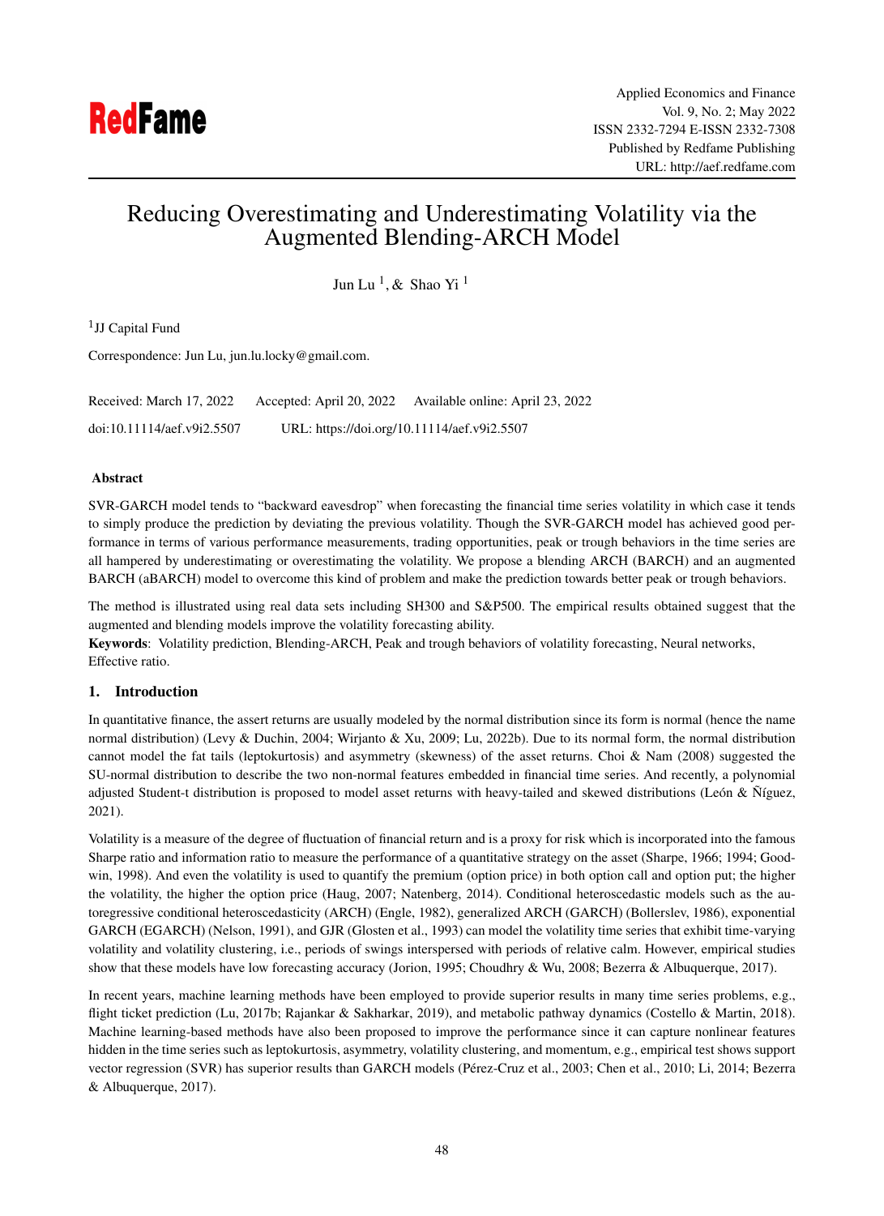# Reducing Overestimating and Underestimating Volatility via the Augmented Blending-ARCH Model

Jun Lu [1], & Shao Yi [1]

[1] JJ Capital Fund

Correspondence: Jun Lu, jun.lu.locky@gmail.com.

Received: March 17, 2022 Accepted: April 20, 2022 Available online: April 23, 2022

doi:10.11114/aef.v9i2.5507 URL: https://doi.org/10.11114/aef.v9i2.5507

## Abstract

SVR-GARCH model tends to "backward eavesdrop" when forecasting the financial time series volatility in which case it tends to simply produce the prediction by deviating the previous volatility. Though the SVR-GARCH model has achieved good performance in terms of various performance measurements, trading opportunities, peak or trough behaviors in the time series are all hampered by underestimating or overestimating the volatility. We propose a blending ARCH (BARCH) and an augmented BARCH (aBARCH) model to overcome this kind of problem and make the prediction towards better peak or trough behaviors.

The method is illustrated using real data sets including SH300 and S&P500. The empirical results obtained suggest that the augmented and blending models improve the volatility forecasting ability.

**Keywords**: Volatility prediction, Blending-ARCH, Peak and trough behaviors of volatility forecasting, Neural networks, Effective ratio.

## 1. Introduction

In quantitative finance, the assert returns are usually modeled by the normal distribution since its form is normal (hence the name normal distribution) (Levy & Duchin, 2004; Wirjanto & Xu, 2009; Lu, 2022b). Due to its normal form, the normal distribution cannot model the fat tails (leptokurtosis) and asymmetry (skewness) of the asset returns. Choi & Nam (2008) suggested the SU-normal distribution to describe the two non-normal features embedded in financial time series. And recently, a polynomial adjusted Student-t distribution is proposed to model asset returns with heavy-tailed and skewed distributions (León & Ñíguez, 2021).

Volatility is a measure of the degree of fluctuation of financial return and is a proxy for risk which is incorporated into the famous Sharpe ratio and information ratio to measure the performance of a quantitative strategy on the asset (Sharpe, 1966; 1994; Goodwin, 1998). And even the volatility is used to quantify the premium (option price) in both option call and option put; the higher the volatility, the higher the option price (Haug, 2007; Natenberg, 2014). Conditional heteroscedastic models such as the autoregressive conditional heteroscedasticity (ARCH) (Engle, 1982), generalized ARCH (GARCH) (Bollerslev, 1986), exponential GARCH (EGARCH) (Nelson, 1991), and GJR (Glosten et al., 1993) can model the volatility time series that exhibit time-varying volatility and volatility clustering, i.e., periods of swings interspersed with periods of relative calm. However, empirical studies show that these models have low forecasting accuracy (Jorion, 1995; Choudhry & Wu, 2008; Bezerra & Albuquerque, 2017).

In recent years, machine learning methods have been employed to provide superior results in many time series problems, e.g., flight ticket prediction (Lu, 2017b; Rajankar & Sakharkar, 2019), and metabolic pathway dynamics (Costello & Martin, 2018). Machine learning-based methods have also been proposed to improve the performance since it can capture nonlinear features hidden in the time series such as leptokurtosis, asymmetry, volatility clustering, and momentum, e.g., empirical test shows support vector regression (SVR) has superior results than GARCH models (Pérez-Cruz et al., 2003; Chen et al., 2010; Li, 2014; Bezerra & Albuquerque, 2017).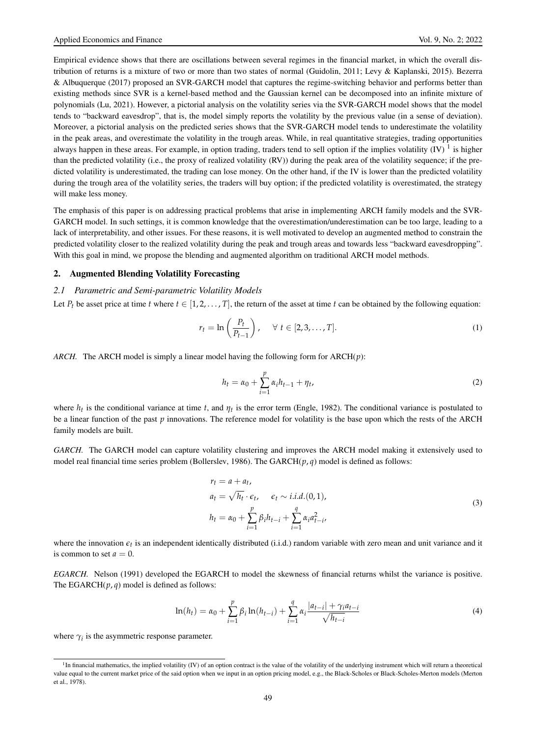Empirical evidence shows that there are oscillations between several regimes in the financial market, in which the overall distribution of returns is a mixture of two or more than two states of normal (Guidolin, 2011; Levy & Kaplanski, 2015). Bezerra & Albuquerque (2017) proposed an SVR-GARCH model that captures the regime-switching behavior and performs better than existing methods since SVR is a kernel-based method and the Gaussian kernel can be decomposed into an infinite mixture of polynomials (Lu, 2021). However, a pictorial analysis on the volatility series via the SVR-GARCH model shows that the model tends to "backward eavesdrop", that is, the model simply reports the volatility by the previous value (in a sense of deviation). Moreover, a pictorial analysis on the predicted series shows that the SVR-GARCH model tends to underestimate the volatility in the peak areas, and overestimate the volatility in the trough areas. While, in real quantitative strategies, trading opportunities always happen in these areas. For example, in option trading, traders tend to sell option if the implies volatility (IV) [1] is higher than the predicted volatility (i.e., the proxy of realized volatility (RV)) during the peak area of the volatility sequence; if the predicted volatility is underestimated, the trading can lose money. On the other hand, if the IV is lower than the predicted volatility during the trough area of the volatility series, the traders will buy option; if the predicted volatility is overestimated, the strategy will make less money.

The emphasis of this paper is on addressing practical problems that arise in implementing ARCH family models and the SVR-GARCH model. In such settings, it is common knowledge that the overestimation/underestimation can be too large, leading to a lack of interpretability, and other issues. For these reasons, it is well motivated to develop an augmented method to constrain the predicted volatility closer to the realized volatility during the peak and trough areas and towards less "backward eavesdropping". With this goal in mind, we propose the blending and augmented algorithm on traditional ARCH model methods.

## 2. Augmented Blending Volatility Forecasting

### 2.1 Parametric and Semi-parametric Volatility Models

Let $P_t$ be asset price at time $t$ where $t \in [1, 2, \ldots, T]$, the return of the asset at time $t$ can be obtained by the following equation:

$$r_t = \ln\left(\frac{P_t}{P_{t-1}}\right), \quad \forall\ t \in [2, 3, \ldots, T]. \tag{1}$$

*ARCH.* The ARCH model is simply a linear model having the following form for ARCH($p$):

$$h_t = \alpha_0 + \sum_{i=1}^{p} \alpha_i h_{t-1} + \eta_t, \tag{2}$$

where $h_t$ is the conditional variance at time $t$, and $\eta_t$ is the error term (Engle, 1982). The conditional variance is postulated to be a linear function of the past $p$ innovations. The reference model for volatility is the base upon which the rests of the ARCH family models are built.

*GARCH.* The GARCH model can capture volatility clustering and improves the ARCH model making it extensively used to model real financial time series problem (Bollerslev, 1986). The GARCH($p, q$) model is defined as follows:

$$\begin{aligned}
r_t &= a + a_t, \\
a_t &= \sqrt{h_t} \cdot \epsilon_t, \quad \epsilon_t \sim i.i.d.(0, 1), \\
h_t &= \alpha_0 + \sum_{i=1}^{p} \beta_i h_{t-i} + \sum_{i=1}^{q} \alpha_i a_{t-i}^2,
\end{aligned} \tag{3}$$

where the innovation $\epsilon_t$ is an independent identically distributed (i.i.d.) random variable with zero mean and unit variance and it is common to set $a = 0$.

*EGARCH.* Nelson (1991) developed the EGARCH to model the skewness of financial returns whilst the variance is positive. The EGARCH($p, q$) model is defined as follows:

$$\ln(h_t) = \alpha_0 + \sum_{i=1}^{p} \beta_i \ln(h_{t-i}) + \sum_{i=1}^{q} \alpha_i \frac{|a_{t-i}| + \gamma_i a_{t-i}}{\sqrt{h_{t-i}}} \tag{4}$$

where $\gamma_i$ is the asymmetric response parameter.

[1] In financial mathematics, the implied volatility (IV) of an option contract is the value of the volatility of the underlying instrument which will return a theoretical value equal to the current market price of the said option when we input in an option pricing model, e.g., the Black-Scholes or Black-Scholes-Merton models (Merton et al., 1978).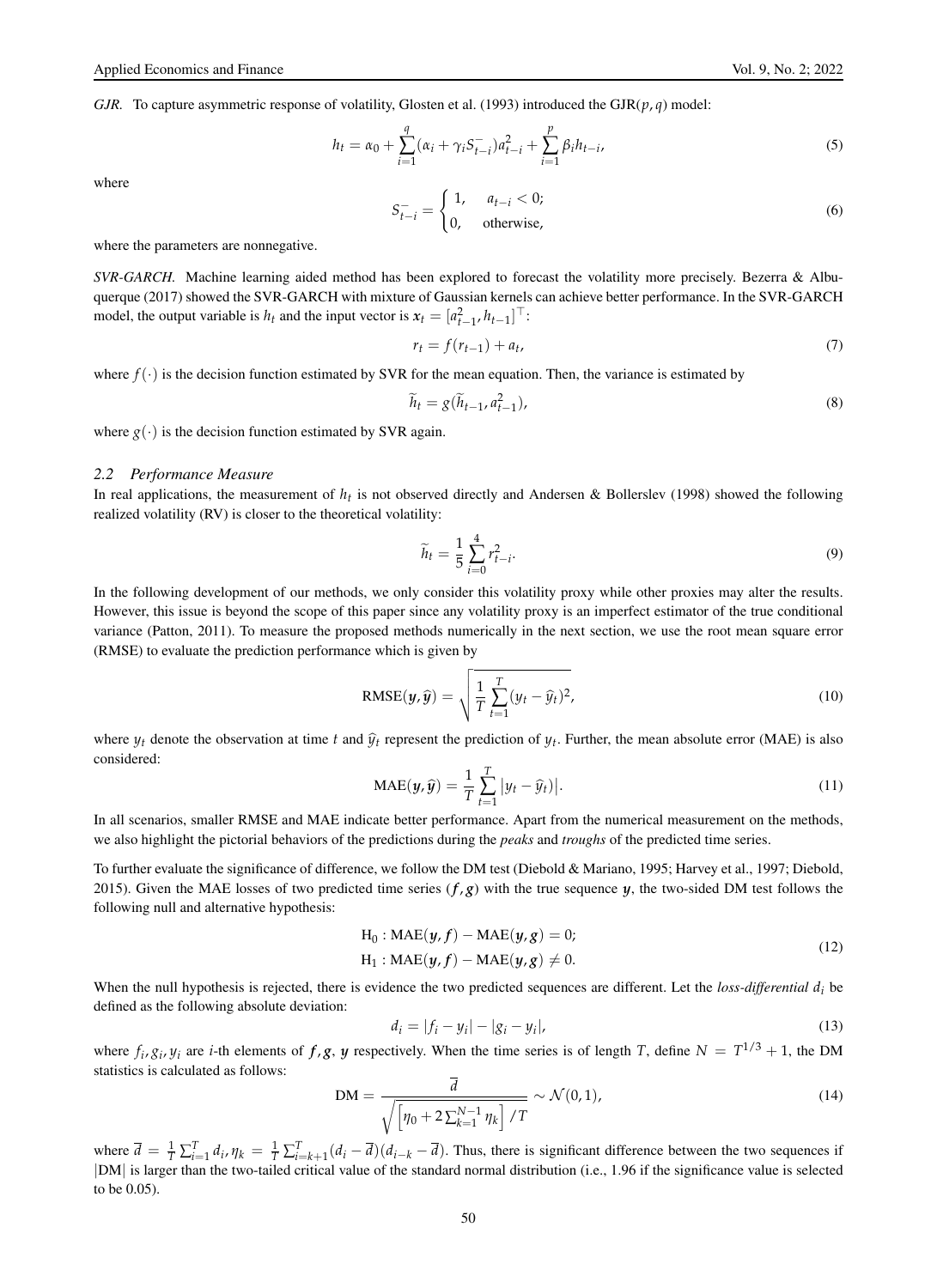*GJR.* To capture asymmetric response of volatility, Glosten et al. (1993) introduced the GJR$(p, q)$ model:

$$h_t = \alpha_0 + \sum_{i=1}^{q} (\alpha_i + \gamma_i S_{t-i}^{-}) a_{t-i}^2 + \sum_{i=1}^{p} \beta_i h_{t-i}, \tag{5}$$

where

$$S_{t-i}^{-} = \begin{cases} 1, & a_{t-i} < 0; \\ 0, & \text{otherwise}, \end{cases} \tag{6}$$

where the parameters are nonnegative.

*SVR-GARCH.* Machine learning aided method has been explored to forecast the volatility more precisely. Bezerra & Albuquerque (2017) showed the SVR-GARCH with mixture of Gaussian kernels can achieve better performance. In the SVR-GARCH model, the output variable is $h_t$ and the input vector is $\boldsymbol{x}_t = [a_{t-1}^2, h_{t-1}]^\top$:

$$r_t = f(r_{t-1}) + a_t, \tag{7}$$

where $f(\cdot)$ is the decision function estimated by SVR for the mean equation. Then, the variance is estimated by

$$\widetilde{h}_t = g(\widetilde{h}_{t-1}, a_{t-1}^2), \tag{8}$$

where $g(\cdot)$ is the decision function estimated by SVR again.

### 2.2 Performance Measure

In real applications, the measurement of $h_t$ is not observed directly and Andersen & Bollerslev (1998) showed the following realized volatility (RV) is closer to the theoretical volatility:

$$\widetilde{h}_t = \frac{1}{5} \sum_{i=0}^{4} r_{t-i}^2. \tag{9}$$

In the following development of our methods, we only consider this volatility proxy while other proxies may alter the results. However, this issue is beyond the scope of this paper since any volatility proxy is an imperfect estimator of the true conditional variance (Patton, 2011). To measure the proposed methods numerically in the next section, we use the root mean square error (RMSE) to evaluate the prediction performance which is given by

$$\text{RMSE}(\boldsymbol{y}, \widehat{\boldsymbol{y}}) = \sqrt{\frac{1}{T} \sum_{t=1}^{T} (y_t - \widehat{y}_t)^2}, \tag{10}$$

where $y_t$ denote the observation at time $t$ and $\widehat{y}_t$ represent the prediction of $y_t$. Further, the mean absolute error (MAE) is also considered:

$$\text{MAE}(\boldsymbol{y}, \widehat{\boldsymbol{y}}) = \frac{1}{T} \sum_{t=1}^{T} \big| y_t - \widehat{y}_t) \big|. \tag{11}$$

In all scenarios, smaller RMSE and MAE indicate better performance. Apart from the numerical measurement on the methods, we also highlight the pictorial behaviors of the predictions during the *peaks* and *troughs* of the predicted time series.

To further evaluate the significance of difference, we follow the DM test (Diebold & Mariano, 1995; Harvey et al., 1997; Diebold, 2015). Given the MAE losses of two predicted time series $(\boldsymbol{f}, \boldsymbol{g})$ with the true sequence $\boldsymbol{y}$, the two-sided DM test follows the following null and alternative hypothesis:

$$\begin{aligned} &\text{H}_0 : \text{MAE}(\boldsymbol{y}, \boldsymbol{f}) - \text{MAE}(\boldsymbol{y}, \boldsymbol{g}) = 0; \\ &\text{H}_1 : \text{MAE}(\boldsymbol{y}, \boldsymbol{f}) - \text{MAE}(\boldsymbol{y}, \boldsymbol{g}) \neq 0. \end{aligned} \tag{12}$$

When the null hypothesis is rejected, there is evidence the two predicted sequences are different. Let the *loss-differential* $d_i$ be defined as the following absolute deviation:

$$d_i = |f_i - y_i| - |g_i - y_i|, \tag{13}$$

where $f_i, g_i, y_i$ are $i$-th elements of $\boldsymbol{f}, \boldsymbol{g}, \boldsymbol{y}$ respectively. When the time series is of length $T$, define $N = T^{1/3} + 1$, the DM statistics is calculated as follows:

$$\text{DM} = \frac{\overline{d}}{\sqrt{\left[\eta_0 + 2\sum_{k=1}^{N-1} \eta_k\right] / T}} \sim \mathcal{N}(0, 1), \tag{14}$$

where $\overline{d} = \frac{1}{T} \sum_{i=1}^{T} d_i, \eta_k = \frac{1}{T} \sum_{i=k+1}^{T} (d_i - \overline{d})(d_{i-k} - \overline{d})$. Thus, there is significant difference between the two sequences if $|\text{DM}|$ is larger than the two-tailed critical value of the standard normal distribution (i.e., 1.96 if the significance value is selected to be 0.05).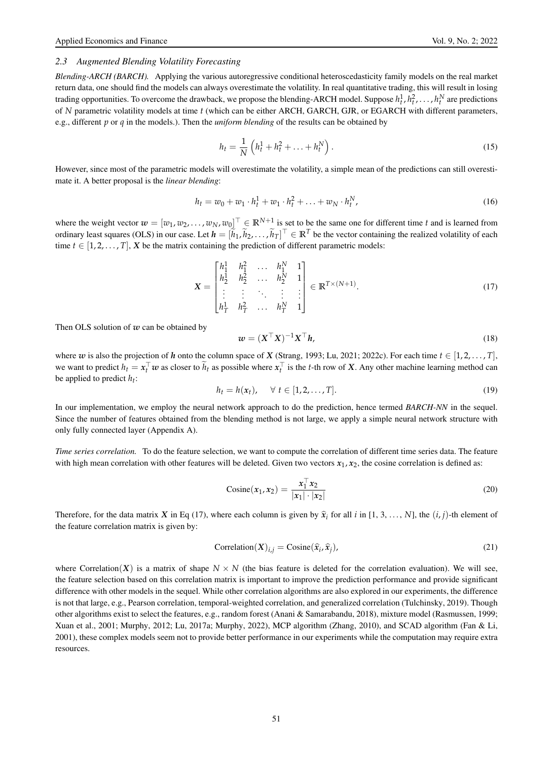### 2.3 Augmented Blending Volatility Forecasting

*Blending-ARCH (BARCH).* Applying the various autoregressive conditional heteroscedasticity family models on the real market return data, one should find the models can always overestimate the volatility. In real quantitative trading, this will result in losing trading opportunities. To overcome the drawback, we propose the blending-ARCH model. Suppose $h_t^1, h_t^2, \ldots, h_t^N$ are predictions of $N$ parametric volatility models at time $t$ (which can be either ARCH, GARCH, GJR, or EGARCH with different parameters, e.g., different $p$ or $q$ in the models.). Then the *uniform blending* of the results can be obtained by

$$h_t = \frac{1}{N}\left(h_t^1 + h_t^2 + \ldots + h_t^N\right). \tag{15}$$

However, since most of the parametric models will overestimate the volatility, a simple mean of the predictions can still overestimate it. A better proposal is the *linear blending*:

$$h_t = w_0 + w_1 \cdot h_t^1 + w_1 \cdot h_t^2 + \ldots + w_N \cdot h_t^N, \tag{16}$$

where the weight vector $\boldsymbol{w} = [w_1, w_2, \ldots, w_N, w_0]^\top \in \mathbb{R}^{N+1}$ is set to be the same one for different time $t$ and is learned from ordinary least squares (OLS) in our case. Let $\boldsymbol{h} = [\widetilde{h}_1, \widetilde{h}_2, \ldots, \widetilde{h}_T]^\top \in \mathbb{R}^T$ be the vector containing the realized volatility of each time $t \in [1, 2, \ldots, T]$, $\boldsymbol{X}$ be the matrix containing the prediction of different parametric models:

$$\boldsymbol{X} = \begin{bmatrix} h_1^1 & h_1^2 & \ldots & h_1^N & 1 \\ h_2^1 & h_2^2 & \ldots & h_2^N & 1 \\ \vdots & \vdots & \ddots & \vdots & \vdots \\ h_T^1 & h_T^2 & \ldots & h_T^N & 1 \end{bmatrix} \in \mathbb{R}^{T \times (N+1)}. \tag{17}$$

Then OLS solution of $\boldsymbol{w}$ can be obtained by

$$\boldsymbol{w} = (\boldsymbol{X}^\top \boldsymbol{X})^{-1} \boldsymbol{X}^\top \boldsymbol{h}, \tag{18}$$

where $\boldsymbol{w}$ is also the projection of $\boldsymbol{h}$ onto the column space of $\boldsymbol{X}$ (Strang, 1993; Lu, 2021; 2022c). For each time $t \in [1, 2, \ldots, T]$, we want to predict $h_t = \boldsymbol{x}_t^\top \boldsymbol{w}$ as closer to $\widetilde{h}_t$ as possible where $\boldsymbol{x}_t^\top$ is the $t$-th row of $\boldsymbol{X}$. Any other machine learning method can be applied to predict $h_t$:

$$h_t = h(\boldsymbol{x}_t), \quad \forall\ t \in [1, 2, \ldots, T]. \tag{19}$$

In our implementation, we employ the neural network approach to do the prediction, hence termed *BARCH-NN* in the sequel. Since the number of features obtained from the blending method is not large, we apply a simple neural network structure with only fully connected layer (Appendix A).

*Time series correlation.* To do the feature selection, we want to compute the correlation of different time series data. The feature with high mean correlation with other features will be deleted. Given two vectors $\boldsymbol{x}_1, \boldsymbol{x}_2$, the cosine correlation is defined as:

$$\text{Cosine}(\boldsymbol{x}_1, \boldsymbol{x}_2) = \frac{\boldsymbol{x}_1^\top \boldsymbol{x}_2}{|\boldsymbol{x}_1| \cdot |\boldsymbol{x}_2|} \tag{20}$$

Therefore, for the data matrix $\boldsymbol{X}$ in Eq (17), where each column is given by $\widehat{\boldsymbol{x}}_i$ for all $i$ in [1, 3, ..., $N$], the $(i, j)$-th element of the feature correlation matrix is given by:

$$\text{Correlation}(\boldsymbol{X})_{i,j} = \text{Cosine}(\widehat{\boldsymbol{x}}_i, \widehat{\boldsymbol{x}}_j), \tag{21}$$

where $\text{Correlation}(\boldsymbol{X})$ is a matrix of shape $N \times N$ (the bias feature is deleted for the correlation evaluation). We will see, the feature selection based on this correlation matrix is important to improve the prediction performance and provide significant difference with other models in the sequel. While other correlation algorithms are also explored in our experiments, the difference is not that large, e.g., Pearson correlation, temporal-weighted correlation, and generalized correlation (Tulchinsky, 2019). Though other algorithms exist to select the features, e.g., random forest (Anani & Samarabandu, 2018), mixture model (Rasmussen, 1999; Xuan et al., 2001; Murphy, 2012; Lu, 2017a; Murphy, 2022), MCP algorithm (Zhang, 2010), and SCAD algorithm (Fan & Li, 2001), these complex models seem not to provide better performance in our experiments while the computation may require extra resources.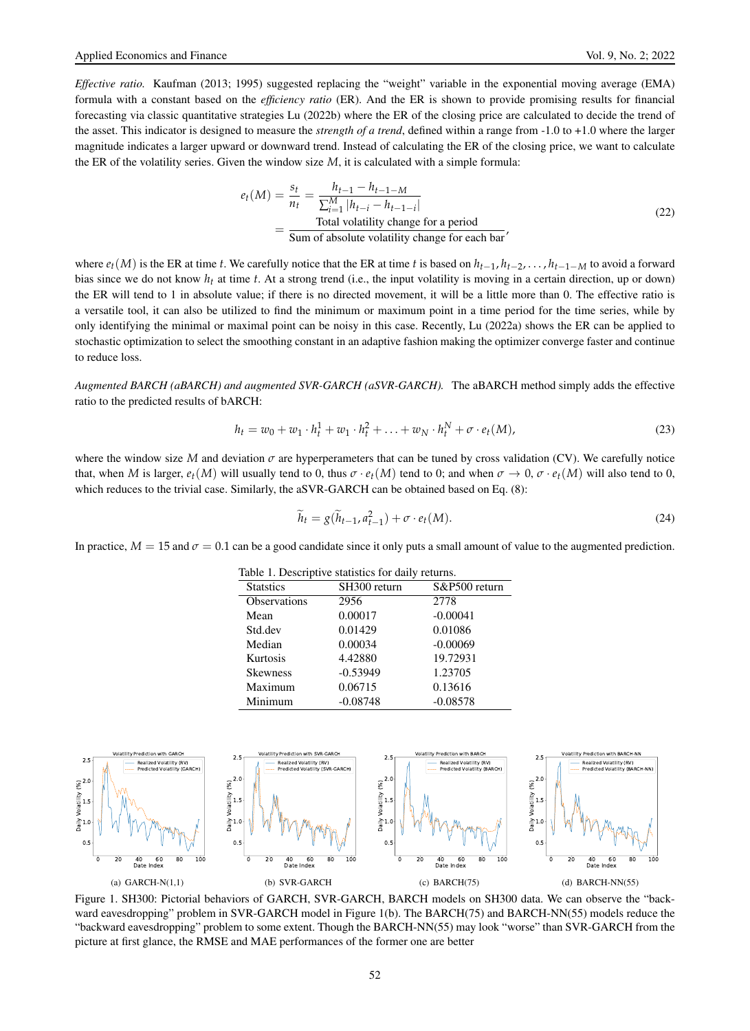*Effective ratio.* Kaufman (2013; 1995) suggested replacing the "weight" variable in the exponential moving average (EMA) formula with a constant based on the *efficiency ratio* (ER). And the ER is shown to provide promising results for financial forecasting via classic quantitative strategies Lu (2022b) where the ER of the closing price are calculated to decide the trend of the asset. This indicator is designed to measure the *strength of a trend*, defined within a range from -1.0 to +1.0 where the larger magnitude indicates a larger upward or downward trend. Instead of calculating the ER of the closing price, we want to calculate the ER of the volatility series. Given the window size $M$, it is calculated with a simple formula:

$$
\begin{aligned}
e_t(M) = \frac{s_t}{n_t} &= \frac{h_{t-1} - h_{t-1-M}}{\sum_{i=1}^{M} |h_{t-i} - h_{t-1-i}|} \\
&= \frac{\text{Total volatility change for a period}}{\text{Sum of absolute volatility change for each bar}},
\end{aligned}
\tag{22}
$$

where $e_t(M)$ is the ER at time $t$. We carefully notice that the ER at time $t$ is based on $h_{t-1}, h_{t-2}, \ldots, h_{t-1-M}$ to avoid a forward bias since we do not know $h_t$ at time $t$. At a strong trend (i.e., the input volatility is moving in a certain direction, up or down) the ER will tend to 1 in absolute value; if there is no directed movement, it will be a little more than 0. The effective ratio is a versatile tool, it can also be utilized to find the minimum or maximum point in a time period for the time series, while by only identifying the minimal or maximal point can be noisy in this case. Recently, Lu (2022a) shows the ER can be applied to stochastic optimization to select the smoothing constant in an adaptive fashion making the optimizer converge faster and continue to reduce loss.

*Augmented BARCH (aBARCH) and augmented SVR-GARCH (aSVR-GARCH).* The aBARCH method simply adds the effective ratio to the predicted results of bARCH:

$$
h_t = w_0 + w_1 \cdot h_t^1 + w_1 \cdot h_t^2 + \ldots + w_N \cdot h_t^N + \sigma \cdot e_t(M),
\tag{23}
$$

where the window size $M$ and deviation $\sigma$ are hyperperameters that can be tuned by cross validation (CV). We carefully notice that, when $M$ is larger, $e_t(M)$ will usually tend to 0, thus $\sigma \cdot e_t(M)$ tend to 0; and when $\sigma \to 0$, $\sigma \cdot e_t(M)$ will also tend to 0, which reduces to the trivial case. Similarly, the aSVR-GARCH can be obtained based on Eq. (8):

$$
\widetilde{h}_t = g(\widetilde{h}_{t-1}, a_{t-1}^2) + \sigma \cdot e_t(M).
\tag{24}
$$

In practice, $M = 15$ and $\sigma = 0.1$ can be a good candidate since it only puts a small amount of value to the augmented prediction.

Table 1. Descriptive statistics for daily returns.

| Statstics | SH300 return | S&P500 return |
|---|---|---|
| Observations | 2956 | 2778 |
| Mean | 0.00017 | -0.00041 |
| Std.dev | 0.01429 | 0.01086 |
| Median | 0.00034 | -0.00069 |
| Kurtosis | 4.42880 | 19.72931 |
| Skewness | -0.53949 | 1.23705 |
| Maximum | 0.06715 | 0.13616 |
| Minimum | -0.08748 | -0.08578 |

(a) GARCH-N(1,1) (b) SVR-GARCH (c) BARCH(75) (d) BARCH-NN(55)

Figure 1. SH300: Pictorial behaviors of GARCH, SVR-GARCH, BARCH models on SH300 data. We can observe the "backward eavesdropping" problem in SVR-GARCH model in Figure 1(b). The BARCH(75) and BARCH-NN(55) models reduce the "backward eavesdropping" problem to some extent. Though the BARCH-NN(55) may look "worse" than SVR-GARCH from the picture at first glance, the RMSE and MAE performances of the former one are better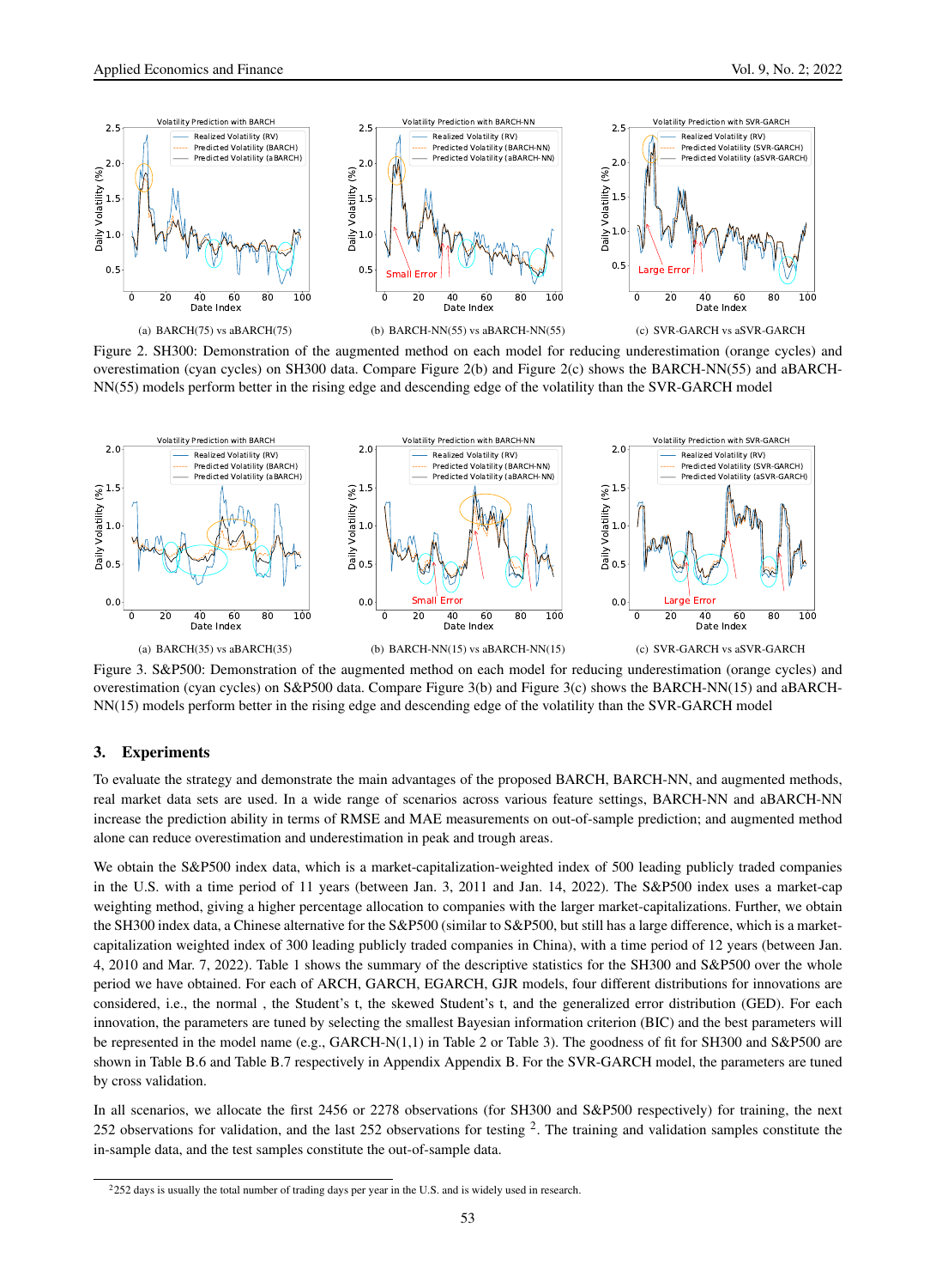(a) BARCH(75) vs aBARCH(75)

(b) BARCH-NN(55) vs aBARCH-NN(55)

(c) SVR-GARCH vs aSVR-GARCH

Figure 2. SH300: Demonstration of the augmented method on each model for reducing underestimation (orange cycles) and overestimation (cyan cycles) on SH300 data. Compare Figure 2(b) and Figure 2(c) shows the BARCH-NN(55) and aBARCH-NN(55) models perform better in the rising edge and descending edge of the volatility than the SVR-GARCH model

(a) BARCH(35) vs aBARCH(35)

(b) BARCH-NN(15) vs aBARCH-NN(15)

(c) SVR-GARCH vs aSVR-GARCH

Figure 3. S&P500: Demonstration of the augmented method on each model for reducing underestimation (orange cycles) and overestimation (cyan cycles) on S&P500 data. Compare Figure 3(b) and Figure 3(c) shows the BARCH-NN(15) and aBARCH-NN(15) models perform better in the rising edge and descending edge of the volatility than the SVR-GARCH model

## 3. Experiments

To evaluate the strategy and demonstrate the main advantages of the proposed BARCH, BARCH-NN, and augmented methods, real market data sets are used. In a wide range of scenarios across various feature settings, BARCH-NN and aBARCH-NN increase the prediction ability in terms of RMSE and MAE measurements on out-of-sample prediction; and augmented method alone can reduce overestimation and underestimation in peak and trough areas.

We obtain the S&P500 index data, which is a market-capitalization-weighted index of 500 leading publicly traded companies in the U.S. with a time period of 11 years (between Jan. 3, 2011 and Jan. 14, 2022). The S&P500 index uses a market-cap weighting method, giving a higher percentage allocation to companies with the larger market-capitalizations. Further, we obtain the SH300 index data, a Chinese alternative for the S&P500 (similar to S&P500, but still has a large difference, which is a market-capitalization weighted index of 300 leading publicly traded companies in China), with a time period of 12 years (between Jan. 4, 2010 and Mar. 7, 2022). Table 1 shows the summary of the descriptive statistics for the SH300 and S&P500 over the whole period we have obtained. For each of ARCH, GARCH, EGARCH, GJR models, four different distributions for innovations are considered, i.e., the normal , the Student's t, the skewed Student's t, and the generalized error distribution (GED). For each innovation, the parameters are tuned by selecting the smallest Bayesian information criterion (BIC) and the best parameters will be represented in the model name (e.g., GARCH-N(1,1) in Table 2 or Table 3). The goodness of fit for SH300 and S&P500 are shown in Table B.6 and Table B.7 respectively in Appendix Appendix B. For the SVR-GARCH model, the parameters are tuned by cross validation.

In all scenarios, we allocate the first 2456 or 2278 observations (for SH300 and S&P500 respectively) for training, the next 252 observations for validation, and the last 252 observations for testing [2]. The training and validation samples constitute the in-sample data, and the test samples constitute the out-of-sample data.

[2] 252 days is usually the total number of trading days per year in the U.S. and is widely used in research.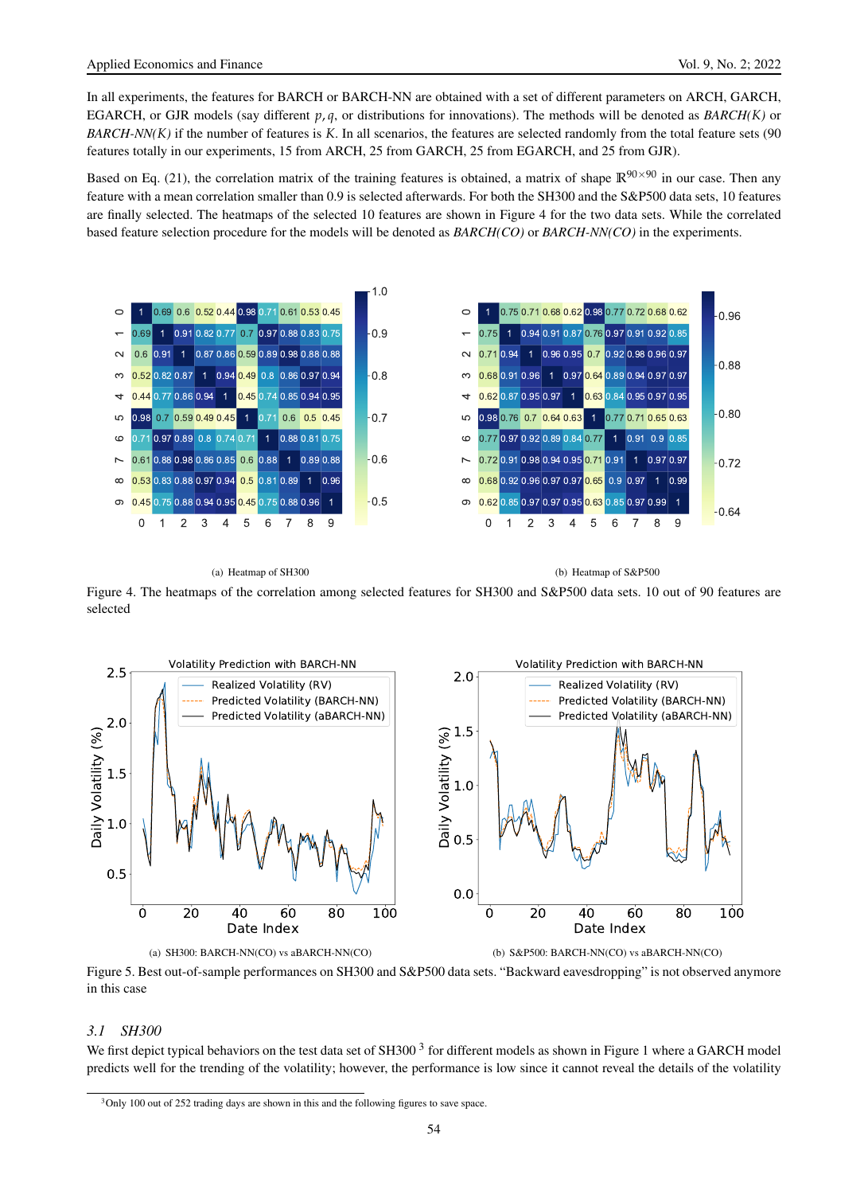In all experiments, the features for BARCH or BARCH-NN are obtained with a set of different parameters on ARCH, GARCH, EGARCH, or GJR models (say different $p, q$, or distributions for innovations). The methods will be denoted as *BARCH(K)* or *BARCH-NN(K)* if the number of features is $K$. In all scenarios, the features are selected randomly from the total feature sets (90 features totally in our experiments, 15 from ARCH, 25 from GARCH, 25 from EGARCH, and 25 from GJR).

Based on Eq. (21), the correlation matrix of the training features is obtained, a matrix of shape $\mathbb{R}^{90\times 90}$ in our case. Then any feature with a mean correlation smaller than 0.9 is selected afterwards. For both the SH300 and the S&P500 data sets, 10 features are finally selected. The heatmaps of the selected 10 features are shown in Figure 4 for the two data sets. While the correlated based feature selection procedure for the models will be denoted as *BARCH(CO)* or *BARCH-NN(CO)* in the experiments.

(a) Heatmap of SH300

(b) Heatmap of S&P500

Figure 4. The heatmaps of the correlation among selected features for SH300 and S&P500 data sets. 10 out of 90 features are selected

(a) SH300: BARCH-NN(CO) vs aBARCH-NN(CO)

(b) S&P500: BARCH-NN(CO) vs aBARCH-NN(CO)

Figure 5. Best out-of-sample performances on SH300 and S&P500 data sets. "Backward eavesdropping" is not observed anymore in this case

### 3.1 SH300

We first depict typical behaviors on the test data set of SH300 [3] for different models as shown in Figure 1 where a GARCH model predicts well for the trending of the volatility; however, the performance is low since it cannot reveal the details of the volatility

[3] Only 100 out of 252 trading days are shown in this and the following figures to save space.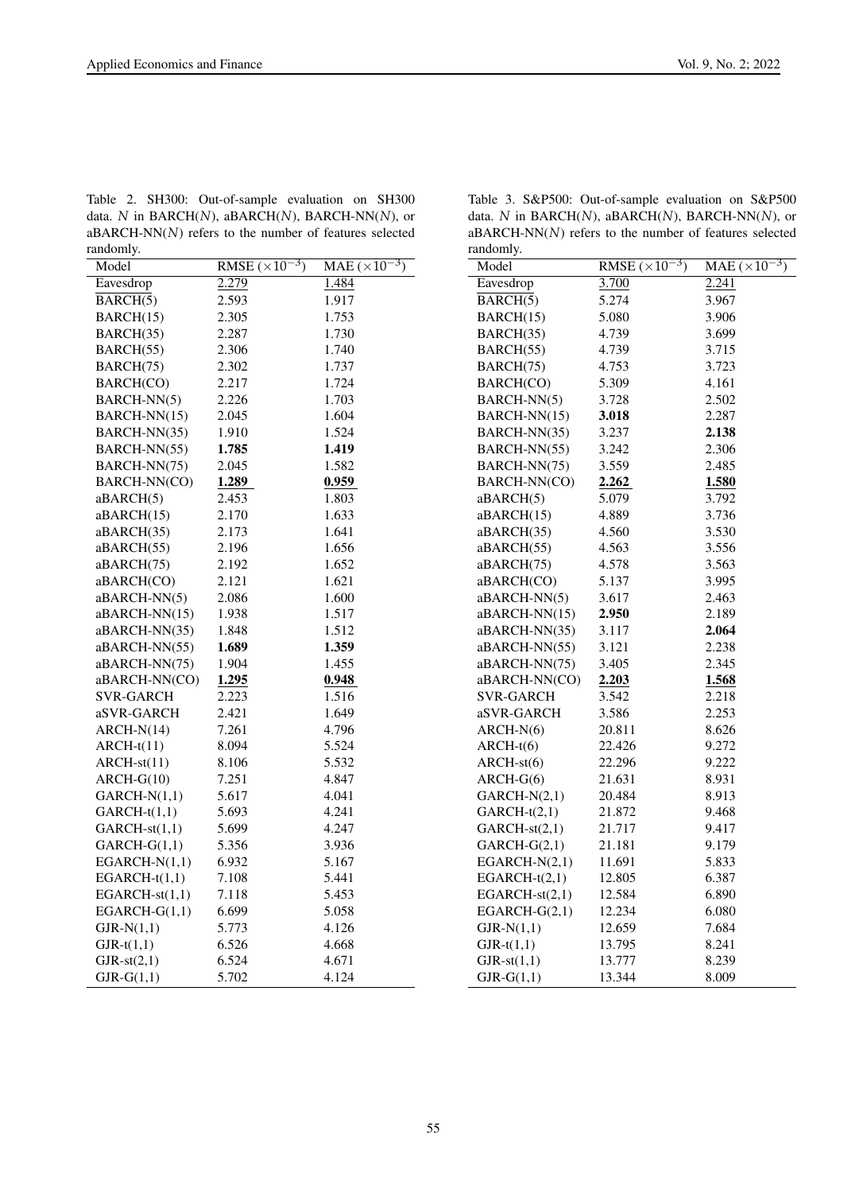Table 2. SH300: Out-of-sample evaluation on SH300 data. $N$ in BARCH($N$), aBARCH($N$), BARCH-NN($N$), or aBARCH-NN($N$) refers to the number of features selected randomly.

| Model | RMSE ($\times 10^{-3}$) | MAE ($\times 10^{-3}$) |
|---|---|---|
| Eavesdrop | 2.279 | 1.484 |
| BARCH(5) | 2.593 | 1.917 |
| BARCH(15) | 2.305 | 1.753 |
| BARCH(35) | 2.287 | 1.730 |
| BARCH(55) | 2.306 | 1.740 |
| BARCH(75) | 2.302 | 1.737 |
| BARCH(CO) | 2.217 | 1.724 |
| BARCH-NN(5) | 2.226 | 1.703 |
| BARCH-NN(15) | 2.045 | 1.604 |
| BARCH-NN(35) | 1.910 | 1.524 |
| BARCH-NN(55) | **1.785** | **1.419** |
| BARCH-NN(75) | 2.045 | 1.582 |
| BARCH-NN(CO) | **1.289** | **0.959** |
| aBARCH(5) | 2.453 | 1.803 |
| aBARCH(15) | 2.170 | 1.633 |
| aBARCH(35) | 2.173 | 1.641 |
| aBARCH(55) | 2.196 | 1.656 |
| aBARCH(75) | 2.192 | 1.652 |
| aBARCH(CO) | 2.121 | 1.621 |
| aBARCH-NN(5) | 2.086 | 1.600 |
| aBARCH-NN(15) | 1.938 | 1.517 |
| aBARCH-NN(35) | 1.848 | 1.512 |
| aBARCH-NN(55) | **1.689** | **1.359** |
| aBARCH-NN(75) | 1.904 | 1.455 |
| aBARCH-NN(CO) | **1.295** | **0.948** |
| SVR-GARCH | 2.223 | 1.516 |
| aSVR-GARCH | 2.421 | 1.649 |
| ARCH-N(14) | 7.261 | 4.796 |
| ARCH-t(11) | 8.094 | 5.524 |
| ARCH-st(11) | 8.106 | 5.532 |
| ARCH-G(10) | 7.251 | 4.847 |
| GARCH-N(1,1) | 5.617 | 4.041 |
| GARCH-t(1,1) | 5.693 | 4.241 |
| GARCH-st(1,1) | 5.699 | 4.247 |
| GARCH-G(1,1) | 5.356 | 3.936 |
| EGARCH-N(1,1) | 6.932 | 5.167 |
| EGARCH-t(1,1) | 7.108 | 5.441 |
| EGARCH-st(1,1) | 7.118 | 5.453 |
| EGARCH-G(1,1) | 6.699 | 5.058 |
| GJR-N(1,1) | 5.773 | 4.126 |
| GJR-t(1,1) | 6.526 | 4.668 |
| GJR-st(2,1) | 6.524 | 4.671 |
| GJR-G(1,1) | 5.702 | 4.124 |

Table 3. S&P500: Out-of-sample evaluation on S&P500 data. $N$ in BARCH($N$), aBARCH($N$), BARCH-NN($N$), or aBARCH-NN($N$) refers to the number of features selected randomly.

| Model | RMSE ($\times 10^{-3}$) | MAE ($\times 10^{-3}$) |
|---|---|---|
| Eavesdrop | 3.700 | 2.241 |
| BARCH(5) | 5.274 | 3.967 |
| BARCH(15) | 5.080 | 3.906 |
| BARCH(35) | 4.739 | 3.699 |
| BARCH(55) | 4.739 | 3.715 |
| BARCH(75) | 4.753 | 3.723 |
| BARCH(CO) | 5.309 | 4.161 |
| BARCH-NN(5) | 3.728 | 2.502 |
| BARCH-NN(15) | **3.018** | 2.287 |
| BARCH-NN(35) | 3.237 | **2.138** |
| BARCH-NN(55) | 3.242 | 2.306 |
| BARCH-NN(75) | 3.559 | 2.485 |
| BARCH-NN(CO) | **2.262** | **1.580** |
| aBARCH(5) | 5.079 | 3.792 |
| aBARCH(15) | 4.889 | 3.736 |
| aBARCH(35) | 4.560 | 3.530 |
| aBARCH(55) | 4.563 | 3.556 |
| aBARCH(75) | 4.578 | 3.563 |
| aBARCH(CO) | 5.137 | 3.995 |
| aBARCH-NN(5) | 3.617 | 2.463 |
| aBARCH-NN(15) | **2.950** | 2.189 |
| aBARCH-NN(35) | 3.117 | **2.064** |
| aBARCH-NN(55) | 3.121 | 2.238 |
| aBARCH-NN(75) | 3.405 | 2.345 |
| aBARCH-NN(CO) | **2.203** | **1.568** |
| SVR-GARCH | 3.542 | 2.218 |
| aSVR-GARCH | 3.586 | 2.253 |
| ARCH-N(6) | 20.811 | 8.626 |
| ARCH-t(6) | 22.426 | 9.272 |
| ARCH-st(6) | 22.296 | 9.222 |
| ARCH-G(6) | 21.631 | 8.931 |
| GARCH-N(2,1) | 20.484 | 8.913 |
| GARCH-t(2,1) | 21.872 | 9.468 |
| GARCH-st(2,1) | 21.717 | 9.417 |
| GARCH-G(2,1) | 21.181 | 9.179 |
| EGARCH-N(2,1) | 11.691 | 5.833 |
| EGARCH-t(2,1) | 12.805 | 6.387 |
| EGARCH-st(2,1) | 12.584 | 6.890 |
| EGARCH-G(2,1) | 12.234 | 6.080 |
| GJR-N(1,1) | 12.659 | 7.684 |
| GJR-t(1,1) | 13.795 | 8.241 |
| GJR-st(1,1) | 13.777 | 8.239 |
| GJR-G(1,1) | 13.344 | 8.009 |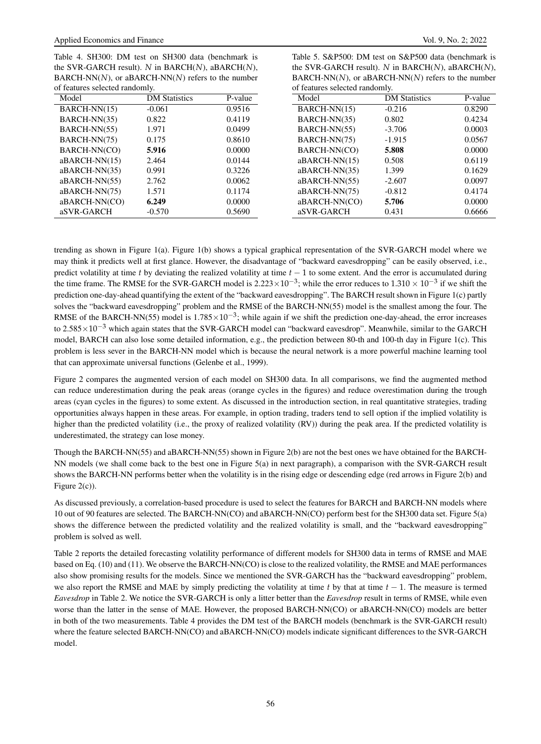Table 4. SH300: DM test on SH300 data (benchmark is the SVR-GARCH result). $N$ in BARCH($N$), aBARCH($N$), BARCH-NN($N$), or aBARCH-NN($N$) refers to the number of features selected randomly.

| Model | DM Statistics | P-value |
|---|---|---|
| BARCH-NN(15) | -0.061 | 0.9516 |
| BARCH-NN(35) | 0.822 | 0.4119 |
| BARCH-NN(55) | 1.971 | 0.0499 |
| BARCH-NN(75) | 0.175 | 0.8610 |
| BARCH-NN(CO) | **5.916** | 0.0000 |
| aBARCH-NN(15) | 2.464 | 0.0144 |
| aBARCH-NN(35) | 0.991 | 0.3226 |
| aBARCH-NN(55) | 2.762 | 0.0062 |
| aBARCH-NN(75) | 1.571 | 0.1174 |
| aBARCH-NN(CO) | **6.249** | 0.0000 |
| aSVR-GARCH | -0.570 | 0.5690 |

Table 5. S&P500: DM test on S&P500 data (benchmark is the SVR-GARCH result). $N$ in BARCH($N$), aBARCH($N$), BARCH-NN($N$), or aBARCH-NN($N$) refers to the number of features selected randomly.

| Model | DM Statistics | P-value |
|---|---|---|
| BARCH-NN(15) | -0.216 | 0.8290 |
| BARCH-NN(35) | 0.802 | 0.4234 |
| BARCH-NN(55) | -3.706 | 0.0003 |
| BARCH-NN(75) | -1.915 | 0.0567 |
| BARCH-NN(CO) | **5.808** | 0.0000 |
| aBARCH-NN(15) | 0.508 | 0.6119 |
| aBARCH-NN(35) | 1.399 | 0.1629 |
| aBARCH-NN(55) | -2.607 | 0.0097 |
| aBARCH-NN(75) | -0.812 | 0.4174 |
| aBARCH-NN(CO) | **5.706** | 0.0000 |
| aSVR-GARCH | 0.431 | 0.6666 |

trending as shown in Figure 1(a). Figure 1(b) shows a typical graphical representation of the SVR-GARCH model where we may think it predicts well at first glance. However, the disadvantage of "backward eavesdropping" can be easily observed, i.e., predict volatility at time $t$ by deviating the realized volatility at time $t-1$ to some extent. And the error is accumulated during the time frame. The RMSE for the SVR-GARCH model is $2.223\times10^{-3}$; while the error reduces to $1.310\times10^{-3}$ if we shift the prediction one-day-ahead quantifying the extent of the "backward eavesdropping". The BARCH result shown in Figure 1(c) partly solves the "backward eavesdropping" problem and the RMSE of the BARCH-NN(55) model is the smallest among the four. The RMSE of the BARCH-NN(55) model is $1.785\times10^{-3}$; while again if we shift the prediction one-day-ahead, the error increases to $2.585\times10^{-3}$ which again states that the SVR-GARCH model can "backward eavesdrop". Meanwhile, similar to the GARCH model, BARCH can also lose some detailed information, e.g., the prediction between 80-th and 100-th day in Figure 1(c). This problem is less sever in the BARCH-NN model which is because the neural network is a more powerful machine learning tool that can approximate universal functions (Gelenbe et al., 1999).

Figure 2 compares the augmented version of each model on SH300 data. In all comparisons, we find the augmented method can reduce underestimation during the peak areas (orange cycles in the figures) and reduce overestimation during the trough areas (cyan cycles in the figures) to some extent. As discussed in the introduction section, in real quantitative strategies, trading opportunities always happen in these areas. For example, in option trading, traders tend to sell option if the implied volatility is higher than the predicted volatility (i.e., the proxy of realized volatility (RV)) during the peak area. If the predicted volatility is underestimated, the strategy can lose money.

Though the BARCH-NN(55) and aBARCH-NN(55) shown in Figure 2(b) are not the best ones we have obtained for the BARCH-NN models (we shall come back to the best one in Figure 5(a) in next paragraph), a comparison with the SVR-GARCH result shows the BARCH-NN performs better when the volatility is in the rising edge or descending edge (red arrows in Figure 2(b) and Figure 2(c)).

As discussed previously, a correlation-based procedure is used to select the features for BARCH and BARCH-NN models where 10 out of 90 features are selected. The BARCH-NN(CO) and aBARCH-NN(CO) perform best for the SH300 data set. Figure 5(a) shows the difference between the predicted volatility and the realized volatility is small, and the "backward eavesdropping" problem is solved as well.

Table 2 reports the detailed forecasting volatility performance of different models for SH300 data in terms of RMSE and MAE based on Eq. (10) and (11). We observe the BARCH-NN(CO) is close to the realized volatility, the RMSE and MAE performances also show promising results for the models. Since we mentioned the SVR-GARCH has the "backward eavesdropping" problem, we also report the RMSE and MAE by simply predicting the volatility at time $t$ by that at time $t-1$. The measure is termed *Eavesdrop* in Table 2. We notice the SVR-GARCH is only a litter better than the *Eavesdrop* result in terms of RMSE, while even worse than the latter in the sense of MAE. However, the proposed BARCH-NN(CO) or aBARCH-NN(CO) models are better in both of the two measurements. Table 4 provides the DM test of the BARCH models (benchmark is the SVR-GARCH result) where the feature selected BARCH-NN(CO) and aBARCH-NN(CO) models indicate significant differences to the SVR-GARCH model.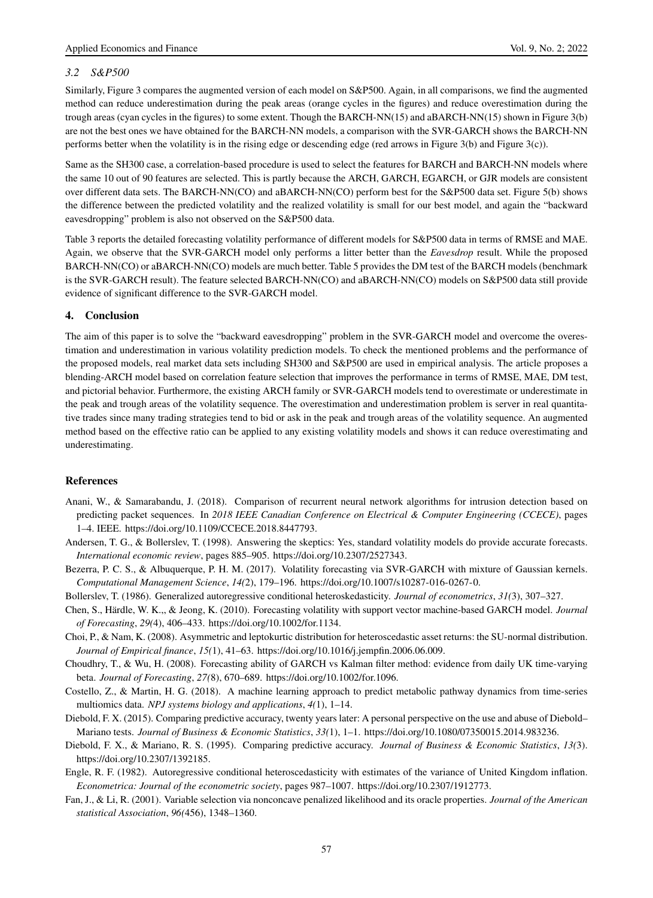### 3.2 S&P500

Similarly, Figure 3 compares the augmented version of each model on S&P500. Again, in all comparisons, we find the augmented method can reduce underestimation during the peak areas (orange cycles in the figures) and reduce overestimation during the trough areas (cyan cycles in the figures) to some extent. Though the BARCH-NN(15) and aBARCH-NN(15) shown in Figure 3(b) are not the best ones we have obtained for the BARCH-NN models, a comparison with the SVR-GARCH shows the BARCH-NN performs better when the volatility is in the rising edge or descending edge (red arrows in Figure 3(b) and Figure 3(c)).

Same as the SH300 case, a correlation-based procedure is used to select the features for BARCH and BARCH-NN models where the same 10 out of 90 features are selected. This is partly because the ARCH, GARCH, EGARCH, or GJR models are consistent over different data sets. The BARCH-NN(CO) and aBARCH-NN(CO) perform best for the S&P500 data set. Figure 5(b) shows the difference between the predicted volatility and the realized volatility is small for our best model, and again the "backward eavesdropping" problem is also not observed on the S&P500 data.

Table 3 reports the detailed forecasting volatility performance of different models for S&P500 data in terms of RMSE and MAE. Again, we observe that the SVR-GARCH model only performs a litter better than the *Eavesdrop* result. While the proposed BARCH-NN(CO) or aBARCH-NN(CO) models are much better. Table 5 provides the DM test of the BARCH models (benchmark is the SVR-GARCH result). The feature selected BARCH-NN(CO) and aBARCH-NN(CO) models on S&P500 data still provide evidence of significant difference to the SVR-GARCH model.

## 4. Conclusion

The aim of this paper is to solve the "backward eavesdropping" problem in the SVR-GARCH model and overcome the overestimation and underestimation in various volatility prediction models. To check the mentioned problems and the performance of the proposed models, real market data sets including SH300 and S&P500 are used in empirical analysis. The article proposes a blending-ARCH model based on correlation feature selection that improves the performance in terms of RMSE, MAE, DM test, and pictorial behavior. Furthermore, the existing ARCH family or SVR-GARCH models tend to overestimate or underestimate in the peak and trough areas of the volatility sequence. The overestimation and underestimation problem is server in real quantitative trades since many trading strategies tend to bid or ask in the peak and trough areas of the volatility sequence. An augmented method based on the effective ratio can be applied to any existing volatility models and shows it can reduce overestimating and underestimating.

## References

Anani, W., & Samarabandu, J. (2018). Comparison of recurrent neural network algorithms for intrusion detection based on predicting packet sequences. In *2018 IEEE Canadian Conference on Electrical & Computer Engineering (CCECE)*, pages 1–4. IEEE. https://doi.org/10.1109/CCECE.2018.8447793.

Andersen, T. G., & Bollerslev, T. (1998). Answering the skeptics: Yes, standard volatility models do provide accurate forecasts. *International economic review*, pages 885–905. https://doi.org/10.2307/2527343.

Bezerra, P. C. S., & Albuquerque, P. H. M. (2017). Volatility forecasting via SVR-GARCH with mixture of Gaussian kernels. *Computational Management Science*, *14(*2), 179–196. https://doi.org/10.1007/s10287-016-0267-0.

Bollerslev, T. (1986). Generalized autoregressive conditional heteroskedasticity. *Journal of econometrics*, *31(*3), 307–327.

Chen, S., Härdle, W. K.,, & Jeong, K. (2010). Forecasting volatility with support vector machine-based GARCH model. *Journal of Forecasting*, *29(*4), 406–433. https://doi.org/10.1002/for.1134.

Choi, P., & Nam, K. (2008). Asymmetric and leptokurtic distribution for heteroscedastic asset returns: the SU-normal distribution. *Journal of Empirical finance*, *15(*1), 41–63. https://doi.org/10.1016/j.jempfin.2006.06.009.

Choudhry, T., & Wu, H. (2008). Forecasting ability of GARCH vs Kalman filter method: evidence from daily UK time-varying beta. *Journal of Forecasting*, *27(*8), 670–689. https://doi.org/10.1002/for.1096.

Costello, Z., & Martin, H. G. (2018). A machine learning approach to predict metabolic pathway dynamics from time-series multiomics data. *NPJ systems biology and applications*, *4(*1), 1–14.

Diebold, F. X. (2015). Comparing predictive accuracy, twenty years later: A personal perspective on the use and abuse of Diebold–Mariano tests. *Journal of Business & Economic Statistics*, *33(*1), 1–1. https://doi.org/10.1080/07350015.2014.983236.

Diebold, F. X., & Mariano, R. S. (1995). Comparing predictive accuracy. *Journal of Business & Economic Statistics*, *13(*3). https://doi.org/10.2307/1392185.

Engle, R. F. (1982). Autoregressive conditional heteroscedasticity with estimates of the variance of United Kingdom inflation. *Econometrica: Journal of the econometric society*, pages 987–1007. https://doi.org/10.2307/1912773.

Fan, J., & Li, R. (2001). Variable selection via nonconcave penalized likelihood and its oracle properties. *Journal of the American statistical Association*, *96(*456), 1348–1360.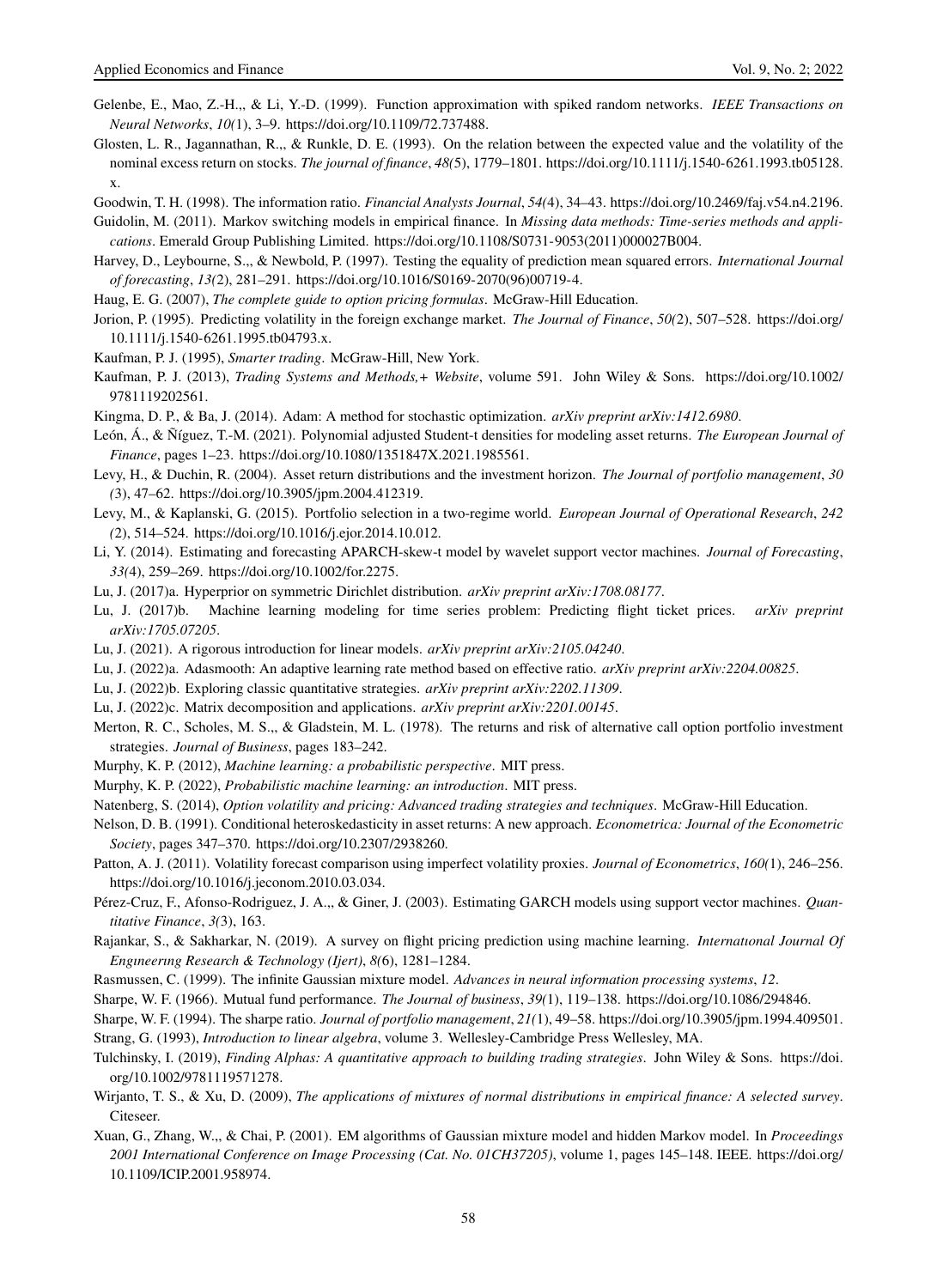Gelenbe, E., Mao, Z.-H.,, & Li, Y.-D. (1999). Function approximation with spiked random networks. *IEEE Transactions on Neural Networks*, *10(*1), 3–9. https://doi.org/10.1109/72.737488.

Glosten, L. R., Jagannathan, R.,, & Runkle, D. E. (1993). On the relation between the expected value and the volatility of the nominal excess return on stocks. *The journal of finance*, *48(*5), 1779–1801. https://doi.org/10.1111/j.1540-6261.1993.tb05128.x.

Goodwin, T. H. (1998). The information ratio. *Financial Analysts Journal*, *54(*4), 34–43. https://doi.org/10.2469/faj.v54.n4.2196.

Guidolin, M. (2011). Markov switching models in empirical finance. In *Missing data methods: Time-series methods and applications*. Emerald Group Publishing Limited. https://doi.org/10.1108/S0731-9053(2011)000027B004.

Harvey, D., Leybourne, S.,, & Newbold, P. (1997). Testing the equality of prediction mean squared errors. *International Journal of forecasting*, *13(*2), 281–291. https://doi.org/10.1016/S0169-2070(96)00719-4.

Haug, E. G. (2007), *The complete guide to option pricing formulas*. McGraw-Hill Education.

Jorion, P. (1995). Predicting volatility in the foreign exchange market. *The Journal of Finance*, *50(*2), 507–528. https://doi.org/10.1111/j.1540-6261.1995.tb04793.x.

Kaufman, P. J. (1995), *Smarter trading*. McGraw-Hill, New York.

Kaufman, P. J. (2013), *Trading Systems and Methods,+ Website*, volume 591. John Wiley & Sons. https://doi.org/10.1002/9781119202561.

Kingma, D. P., & Ba, J. (2014). Adam: A method for stochastic optimization. *arXiv preprint arXiv:1412.6980*.

León, Á., & Ñíguez, T.-M. (2021). Polynomial adjusted Student-t densities for modeling asset returns. *The European Journal of Finance*, pages 1–23. https://doi.org/10.1080/1351847X.2021.1985561.

Levy, H., & Duchin, R. (2004). Asset return distributions and the investment horizon. *The Journal of portfolio management*, *30 (*3), 47–62. https://doi.org/10.3905/jpm.2004.412319.

Levy, M., & Kaplanski, G. (2015). Portfolio selection in a two-regime world. *European Journal of Operational Research*, *242 (*2), 514–524. https://doi.org/10.1016/j.ejor.2014.10.012.

Li, Y. (2014). Estimating and forecasting APARCH-skew-t model by wavelet support vector machines. *Journal of Forecasting*, *33(*4), 259–269. https://doi.org/10.1002/for.2275.

Lu, J. (2017)a. Hyperprior on symmetric Dirichlet distribution. *arXiv preprint arXiv:1708.08177*.

Lu, J. (2017)b. Machine learning modeling for time series problem: Predicting flight ticket prices. *arXiv preprint arXiv:1705.07205*.

Lu, J. (2021). A rigorous introduction for linear models. *arXiv preprint arXiv:2105.04240*.

Lu, J. (2022)a. Adasmooth: An adaptive learning rate method based on effective ratio. *arXiv preprint arXiv:2204.00825*.

Lu, J. (2022)b. Exploring classic quantitative strategies. *arXiv preprint arXiv:2202.11309*.

Lu, J. (2022)c. Matrix decomposition and applications. *arXiv preprint arXiv:2201.00145*.

Merton, R. C., Scholes, M. S.,, & Gladstein, M. L. (1978). The returns and risk of alternative call option portfolio investment strategies. *Journal of Business*, pages 183–242.

Murphy, K. P. (2012), *Machine learning: a probabilistic perspective*. MIT press.

Murphy, K. P. (2022), *Probabilistic machine learning: an introduction*. MIT press.

Natenberg, S. (2014), *Option volatility and pricing: Advanced trading strategies and techniques*. McGraw-Hill Education.

Nelson, D. B. (1991). Conditional heteroskedasticity in asset returns: A new approach. *Econometrica: Journal of the Econometric Society*, pages 347–370. https://doi.org/10.2307/2938260.

Patton, A. J. (2011). Volatility forecast comparison using imperfect volatility proxies. *Journal of Econometrics*, *160(*1), 246–256. https://doi.org/10.1016/j.jeconom.2010.03.034.

Pérez-Cruz, F., Afonso-Rodriguez, J. A.,, & Giner, J. (2003). Estimating GARCH models using support vector machines. *Quantitative Finance*, *3(*3), 163.

Rajankar, S., & Sakharkar, N. (2019). A survey on flight pricing prediction using machine learning. *Internatıonal Journal Of Engıneerıng Research & Technology (Ijert)*, *8(*6), 1281–1284.

Rasmussen, C. (1999). The infinite Gaussian mixture model. *Advances in neural information processing systems*, *12*.

Sharpe, W. F. (1966). Mutual fund performance. *The Journal of business*, *39(*1), 119–138. https://doi.org/10.1086/294846.

Sharpe, W. F. (1994). The sharpe ratio. *Journal of portfolio management*, *21(*1), 49–58. https://doi.org/10.3905/jpm.1994.409501.

Strang, G. (1993), *Introduction to linear algebra*, volume 3. Wellesley-Cambridge Press Wellesley, MA.

Tulchinsky, I. (2019), *Finding Alphas: A quantitative approach to building trading strategies*. John Wiley & Sons. https://doi.org/10.1002/9781119571278.

Wirjanto, T. S., & Xu, D. (2009), *The applications of mixtures of normal distributions in empirical finance: A selected survey*. Citeseer.

Xuan, G., Zhang, W.,, & Chai, P. (2001). EM algorithms of Gaussian mixture model and hidden Markov model. In *Proceedings 2001 International Conference on Image Processing (Cat. No. 01CH37205)*, volume 1, pages 145–148. IEEE. https://doi.org/10.1109/ICIP.2001.958974.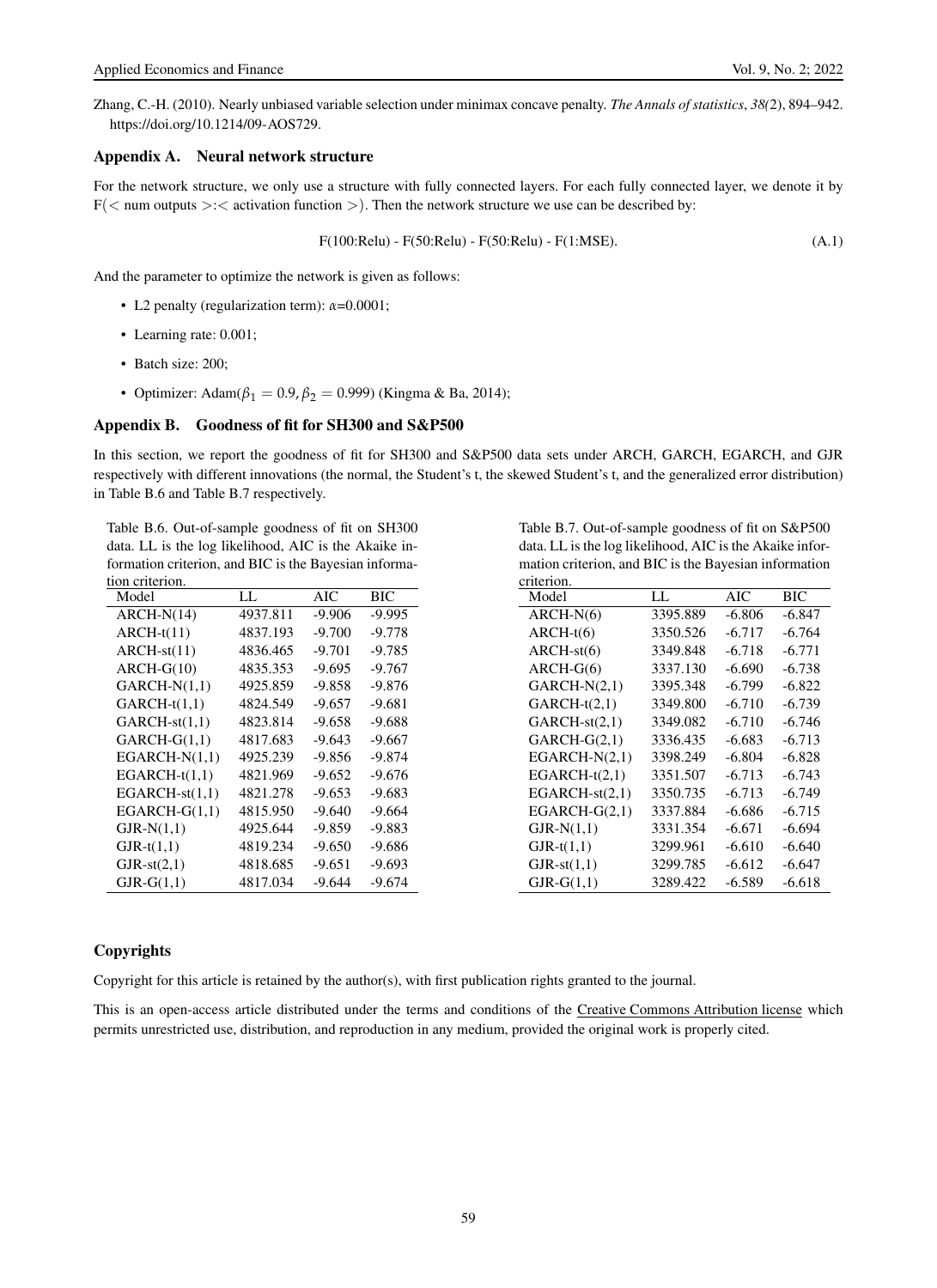Zhang, C.-H. (2010). Nearly unbiased variable selection under minimax concave penalty. *The Annals of statistics*, *38(*2), 894–942. https://doi.org/10.1214/09-AOS729.

## Appendix A. Neural network structure

For the network structure, we only use a structure with fully connected layers. For each fully connected layer, we denote it by F(< num outputs >:< activation function >). Then the network structure we use can be described by:

$$\text{F(100:Relu) - F(50:Relu) - F(50:Relu) - F(1:MSE).} \tag{A.1}$$

And the parameter to optimize the network is given as follows:

- L2 penalty (regularization term): $\alpha$=0.0001;
- Learning rate: 0.001;
- Batch size: 200;
- Optimizer: Adam($\beta_1 = 0.9, \beta_2 = 0.999$) (Kingma & Ba, 2014);

## Appendix B. Goodness of fit for SH300 and S&P500

In this section, we report the goodness of fit for SH300 and S&P500 data sets under ARCH, GARCH, EGARCH, and GJR respectively with different innovations (the normal, the Student's t, the skewed Student's t, and the generalized error distribution) in Table B.6 and Table B.7 respectively.

Table B.6. Out-of-sample goodness of fit on SH300 data. LL is the log likelihood, AIC is the Akaike information criterion, and BIC is the Bayesian information criterion.

| Model | LL | AIC | BIC |
|---|---|---|---|
| ARCH-N(14) | 4937.811 | -9.906 | -9.995 |
| ARCH-t(11) | 4837.193 | -9.700 | -9.778 |
| ARCH-st(11) | 4836.465 | -9.701 | -9.785 |
| ARCH-G(10) | 4835.353 | -9.695 | -9.767 |
| GARCH-N(1,1) | 4925.859 | -9.858 | -9.876 |
| GARCH-t(1,1) | 4824.549 | -9.657 | -9.681 |
| GARCH-st(1,1) | 4823.814 | -9.658 | -9.688 |
| GARCH-G(1,1) | 4817.683 | -9.643 | -9.667 |
| EGARCH-N(1,1) | 4925.239 | -9.856 | -9.874 |
| EGARCH-t(1,1) | 4821.969 | -9.652 | -9.676 |
| EGARCH-st(1,1) | 4821.278 | -9.653 | -9.683 |
| EGARCH-G(1,1) | 4815.950 | -9.640 | -9.664 |
| GJR-N(1,1) | 4925.644 | -9.859 | -9.883 |
| GJR-t(1,1) | 4819.234 | -9.650 | -9.686 |
| GJR-st(2,1) | 4818.685 | -9.651 | -9.693 |
| GJR-G(1,1) | 4817.034 | -9.644 | -9.674 |

Table B.7. Out-of-sample goodness of fit on S&P500 data. LL is the log likelihood, AIC is the Akaike information criterion, and BIC is the Bayesian information criterion.

| Model | LL | AIC | BIC |
|---|---|---|---|
| ARCH-N(6) | 3395.889 | -6.806 | -6.847 |
| ARCH-t(6) | 3350.526 | -6.717 | -6.764 |
| ARCH-st(6) | 3349.848 | -6.718 | -6.771 |
| ARCH-G(6) | 3337.130 | -6.690 | -6.738 |
| GARCH-N(2,1) | 3395.348 | -6.799 | -6.822 |
| GARCH-t(2,1) | 3349.800 | -6.710 | -6.739 |
| GARCH-st(2,1) | 3349.082 | -6.710 | -6.746 |
| GARCH-G(2,1) | 3336.435 | -6.683 | -6.713 |
| EGARCH-N(2,1) | 3398.249 | -6.804 | -6.828 |
| EGARCH-t(2,1) | 3351.507 | -6.713 | -6.743 |
| EGARCH-st(2,1) | 3350.735 | -6.713 | -6.749 |
| EGARCH-G(2,1) | 3337.884 | -6.686 | -6.715 |
| GJR-N(1,1) | 3331.354 | -6.671 | -6.694 |
| GJR-t(1,1) | 3299.961 | -6.610 | -6.640 |
| GJR-st(1,1) | 3299.785 | -6.612 | -6.647 |
| GJR-G(1,1) | 3289.422 | -6.589 | -6.618 |

## Copyrights

Copyright for this article is retained by the author(s), with first publication rights granted to the journal.

This is an open-access article distributed under the terms and conditions of the Creative Commons Attribution license which permits unrestricted use, distribution, and reproduction in any medium, provided the original work is properly cited.